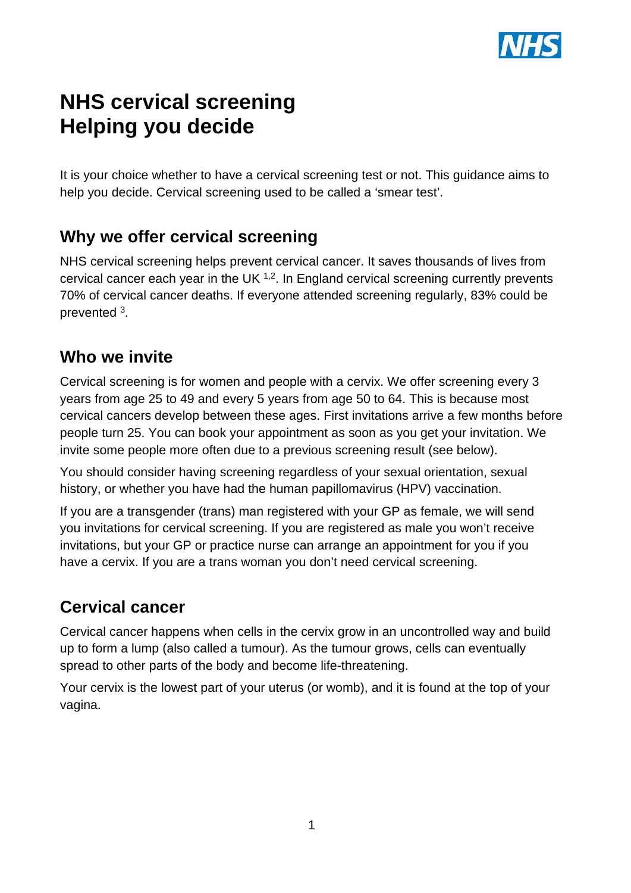# NHS cervical screening
# Helping you decide

It is your choice whether to have a cervical screening test or not. This guidance aims to help you decide. Cervical screening used to be called a 'smear test'.

## Why we offer cervical screening

NHS cervical screening helps prevent cervical cancer. It saves thousands of lives from cervical cancer each year in the UK [1,2]. In England cervical screening currently prevents 70% of cervical cancer deaths. If everyone attended screening regularly, 83% could be prevented [3].

## Who we invite

Cervical screening is for women and people with a cervix. We offer screening every 3 years from age 25 to 49 and every 5 years from age 50 to 64. This is because most cervical cancers develop between these ages. First invitations arrive a few months before people turn 25. You can book your appointment as soon as you get your invitation. We invite some people more often due to a previous screening result (see below).

You should consider having screening regardless of your sexual orientation, sexual history, or whether you have had the human papillomavirus (HPV) vaccination.

If you are a transgender (trans) man registered with your GP as female, we will send you invitations for cervical screening. If you are registered as male you won't receive invitations, but your GP or practice nurse can arrange an appointment for you if you have a cervix. If you are a trans woman you don't need cervical screening.

## Cervical cancer

Cervical cancer happens when cells in the cervix grow in an uncontrolled way and build up to form a lump (also called a tumour). As the tumour grows, cells can eventually spread to other parts of the body and become life-threatening.

Your cervix is the lowest part of your uterus (or womb), and it is found at the top of your vagina.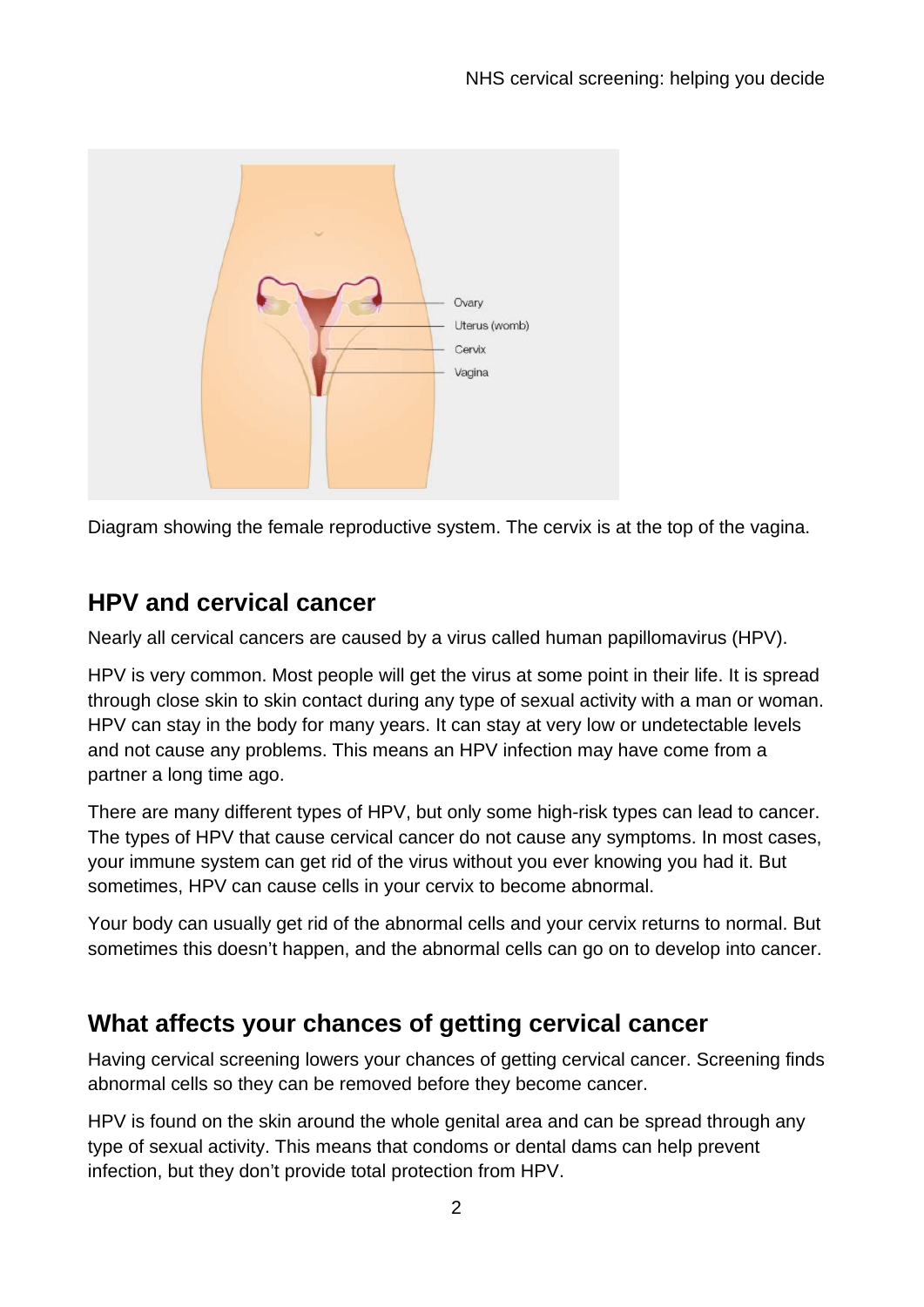Diagram showing the female reproductive system. The cervix is at the top of the vagina.

## HPV and cervical cancer

Nearly all cervical cancers are caused by a virus called human papillomavirus (HPV).

HPV is very common. Most people will get the virus at some point in their life. It is spread through close skin to skin contact during any type of sexual activity with a man or woman. HPV can stay in the body for many years. It can stay at very low or undetectable levels and not cause any problems. This means an HPV infection may have come from a partner a long time ago.

There are many different types of HPV, but only some high-risk types can lead to cancer. The types of HPV that cause cervical cancer do not cause any symptoms. In most cases, your immune system can get rid of the virus without you ever knowing you had it. But sometimes, HPV can cause cells in your cervix to become abnormal.

Your body can usually get rid of the abnormal cells and your cervix returns to normal. But sometimes this doesn't happen, and the abnormal cells can go on to develop into cancer.

## What affects your chances of getting cervical cancer

Having cervical screening lowers your chances of getting cervical cancer. Screening finds abnormal cells so they can be removed before they become cancer.

HPV is found on the skin around the whole genital area and can be spread through any type of sexual activity. This means that condoms or dental dams can help prevent infection, but they don't provide total protection from HPV.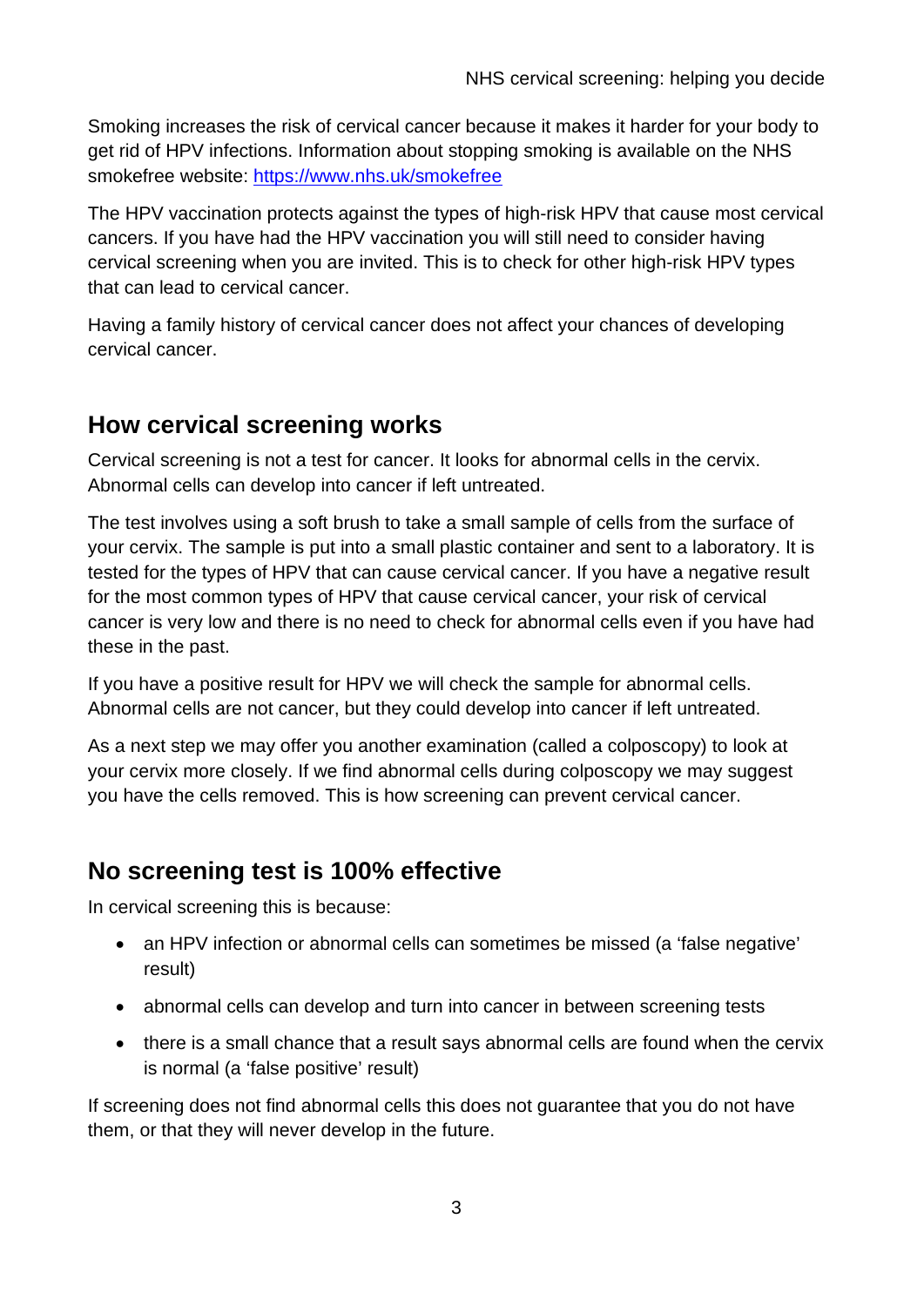Smoking increases the risk of cervical cancer because it makes it harder for your body to get rid of HPV infections. Information about stopping smoking is available on the NHS smokefree website: [https://www.nhs.uk/smokefree](https://www.nhs.uk/smokefree)

The HPV vaccination protects against the types of high-risk HPV that cause most cervical cancers. If you have had the HPV vaccination you will still need to consider having cervical screening when you are invited. This is to check for other high-risk HPV types that can lead to cervical cancer.

Having a family history of cervical cancer does not affect your chances of developing cervical cancer.

## How cervical screening works

Cervical screening is not a test for cancer. It looks for abnormal cells in the cervix. Abnormal cells can develop into cancer if left untreated.

The test involves using a soft brush to take a small sample of cells from the surface of your cervix. The sample is put into a small plastic container and sent to a laboratory. It is tested for the types of HPV that can cause cervical cancer. If you have a negative result for the most common types of HPV that cause cervical cancer, your risk of cervical cancer is very low and there is no need to check for abnormal cells even if you have had these in the past.

If you have a positive result for HPV we will check the sample for abnormal cells. Abnormal cells are not cancer, but they could develop into cancer if left untreated.

As a next step we may offer you another examination (called a colposcopy) to look at your cervix more closely. If we find abnormal cells during colposcopy we may suggest you have the cells removed. This is how screening can prevent cervical cancer.

## No screening test is 100% effective

In cervical screening this is because:

- an HPV infection or abnormal cells can sometimes be missed (a 'false negative' result)
- abnormal cells can develop and turn into cancer in between screening tests
- there is a small chance that a result says abnormal cells are found when the cervix is normal (a 'false positive' result)

If screening does not find abnormal cells this does not guarantee that you do not have them, or that they will never develop in the future.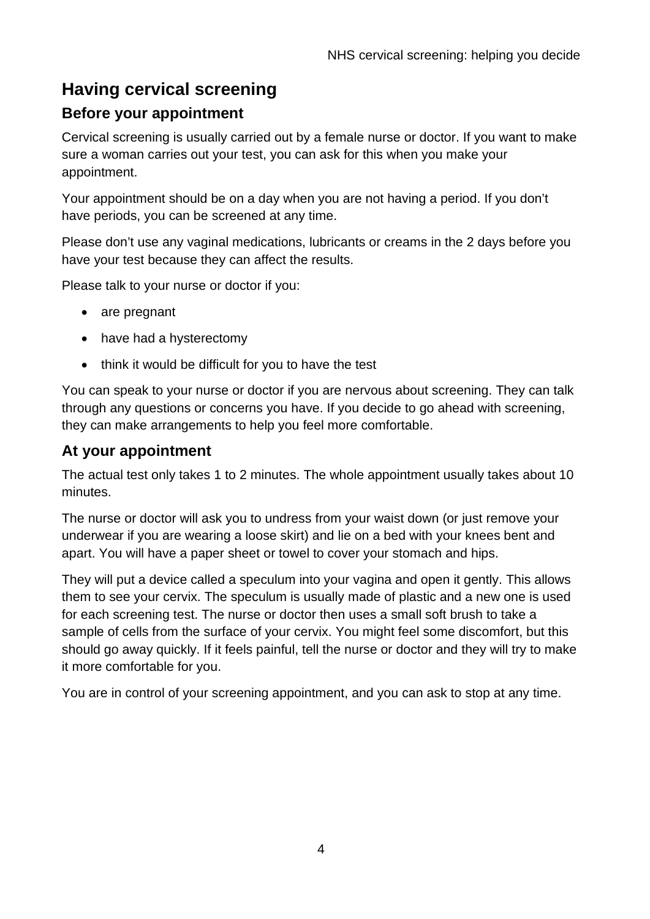# Having cervical screening

## Before your appointment

Cervical screening is usually carried out by a female nurse or doctor. If you want to make sure a woman carries out your test, you can ask for this when you make your appointment.

Your appointment should be on a day when you are not having a period. If you don't have periods, you can be screened at any time.

Please don't use any vaginal medications, lubricants or creams in the 2 days before you have your test because they can affect the results.

Please talk to your nurse or doctor if you:

- are pregnant
- have had a hysterectomy
- think it would be difficult for you to have the test

You can speak to your nurse or doctor if you are nervous about screening. They can talk through any questions or concerns you have. If you decide to go ahead with screening, they can make arrangements to help you feel more comfortable.

## At your appointment

The actual test only takes 1 to 2 minutes. The whole appointment usually takes about 10 minutes.

The nurse or doctor will ask you to undress from your waist down (or just remove your underwear if you are wearing a loose skirt) and lie on a bed with your knees bent and apart. You will have a paper sheet or towel to cover your stomach and hips.

They will put a device called a speculum into your vagina and open it gently. This allows them to see your cervix. The speculum is usually made of plastic and a new one is used for each screening test. The nurse or doctor then uses a small soft brush to take a sample of cells from the surface of your cervix. You might feel some discomfort, but this should go away quickly. If it feels painful, tell the nurse or doctor and they will try to make it more comfortable for you.

You are in control of your screening appointment, and you can ask to stop at any time.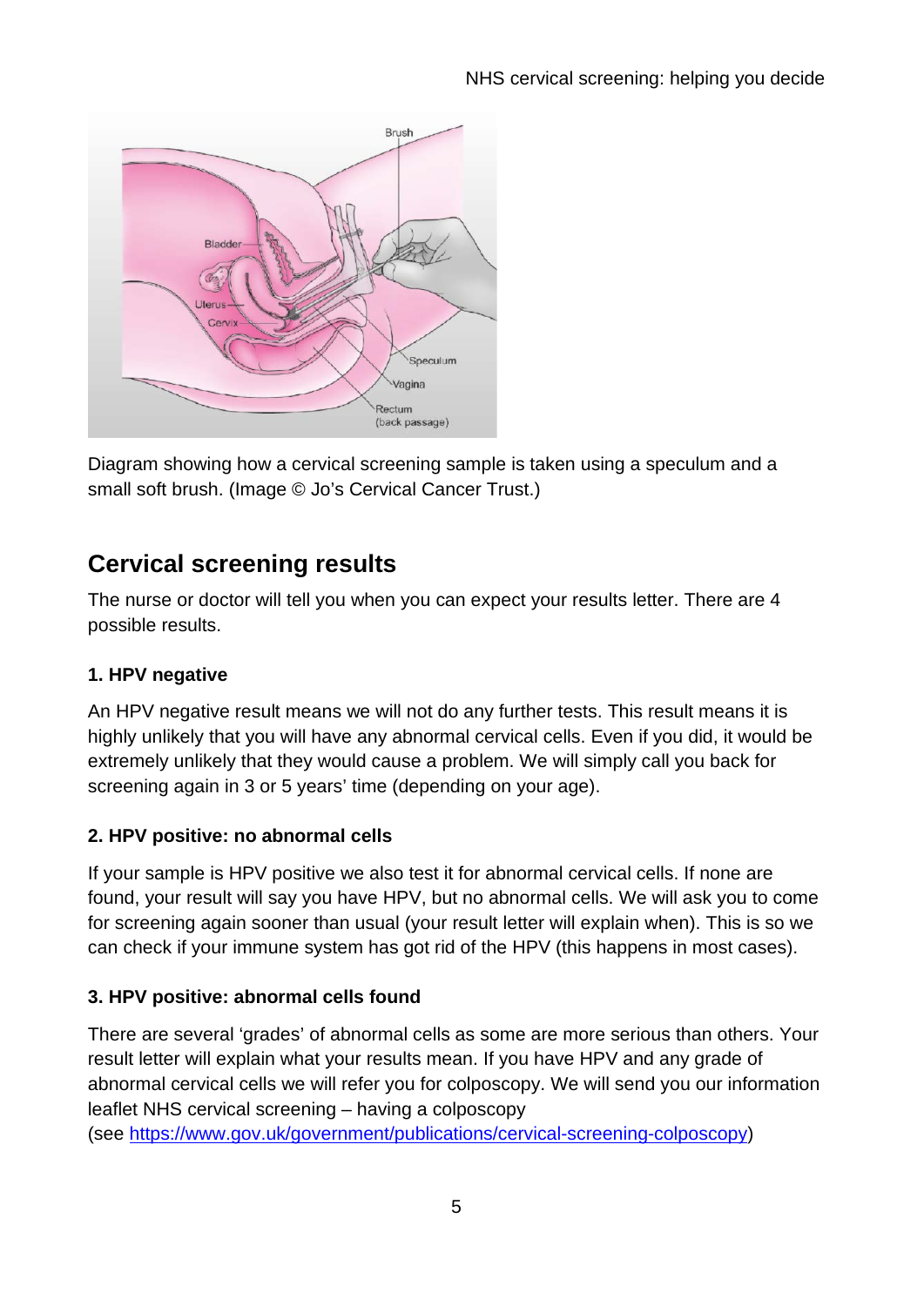Diagram showing how a cervical screening sample is taken using a speculum and a small soft brush. (Image © Jo's Cervical Cancer Trust.)

## Cervical screening results

The nurse or doctor will tell you when you can expect your results letter. There are 4 possible results.

### 1. HPV negative

An HPV negative result means we will not do any further tests. This result means it is highly unlikely that you will have any abnormal cervical cells. Even if you did, it would be extremely unlikely that they would cause a problem. We will simply call you back for screening again in 3 or 5 years' time (depending on your age).

### 2. HPV positive: no abnormal cells

If your sample is HPV positive we also test it for abnormal cervical cells. If none are found, your result will say you have HPV, but no abnormal cells. We will ask you to come for screening again sooner than usual (your result letter will explain when). This is so we can check if your immune system has got rid of the HPV (this happens in most cases).

### 3. HPV positive: abnormal cells found

There are several 'grades' of abnormal cells as some are more serious than others. Your result letter will explain what your results mean. If you have HPV and any grade of abnormal cervical cells we will refer you for colposcopy. We will send you our information leaflet NHS cervical screening – having a colposcopy (see [https://www.gov.uk/government/publications/cervical-screening-colposcopy](https://www.gov.uk/government/publications/cervical-screening-colposcopy))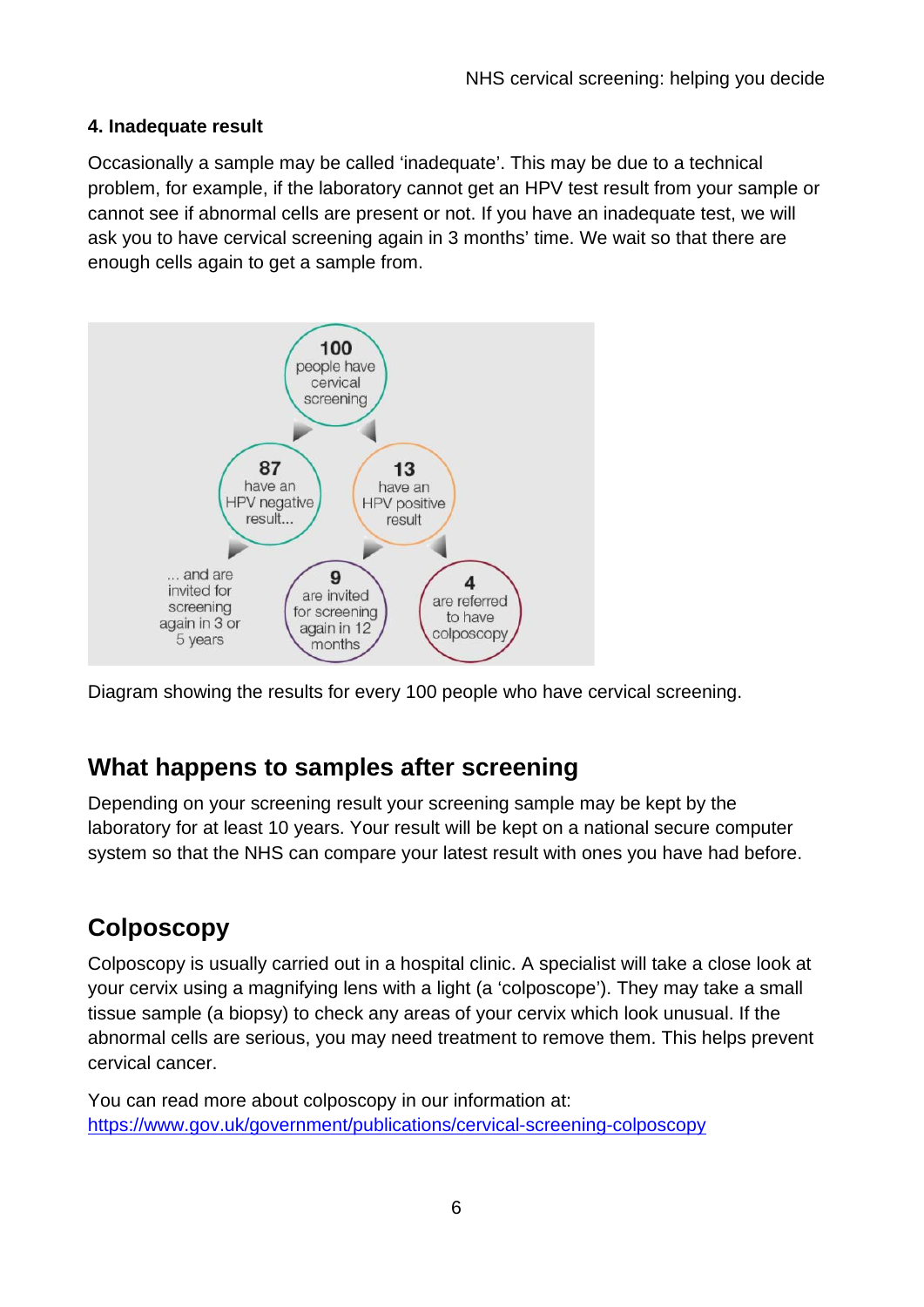#### 4. Inadequate result

Occasionally a sample may be called 'inadequate'. This may be due to a technical problem, for example, if the laboratory cannot get an HPV test result from your sample or cannot see if abnormal cells are present or not. If you have an inadequate test, we will ask you to have cervical screening again in 3 months' time. We wait so that there are enough cells again to get a sample from.

100 people have cervical screening

87 have an HPV negative result...

... and are invited for screening again in 3 or 5 years

13 have an HPV positive result

9 are invited for screening again in 12 months

4 are referred to have colposcopy

Diagram showing the results for every 100 people who have cervical screening.

## What happens to samples after screening

Depending on your screening result your screening sample may be kept by the laboratory for at least 10 years. Your result will be kept on a national secure computer system so that the NHS can compare your latest result with ones you have had before.

## Colposcopy

Colposcopy is usually carried out in a hospital clinic. A specialist will take a close look at your cervix using a magnifying lens with a light (a 'colposcope'). They may take a small tissue sample (a biopsy) to check any areas of your cervix which look unusual. If the abnormal cells are serious, you may need treatment to remove them. This helps prevent cervical cancer.

You can read more about colposcopy in our information at:
https://www.gov.uk/government/publications/cervical-screening-colposcopy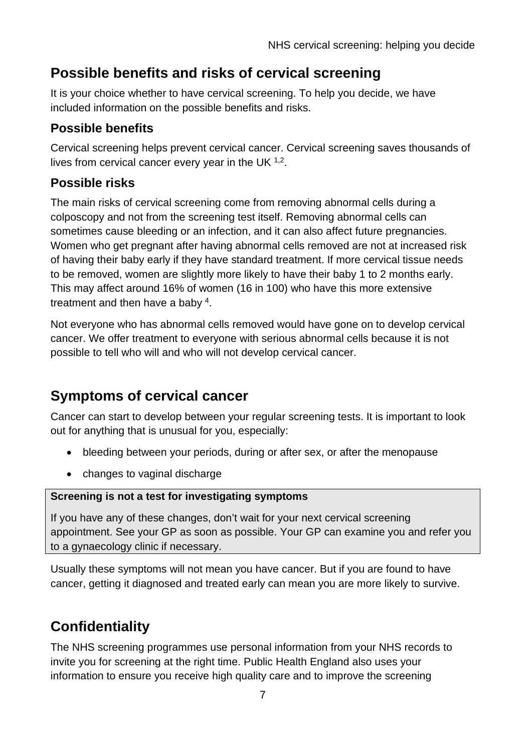## Possible benefits and risks of cervical screening

It is your choice whether to have cervical screening. To help you decide, we have included information on the possible benefits and risks.

### Possible benefits

Cervical screening helps prevent cervical cancer. Cervical screening saves thousands of lives from cervical cancer every year in the UK [1,2].

### Possible risks

The main risks of cervical screening come from removing abnormal cells during a colposcopy and not from the screening test itself. Removing abnormal cells can sometimes cause bleeding or an infection, and it can also affect future pregnancies. Women who get pregnant after having abnormal cells removed are not at increased risk of having their baby early if they have standard treatment. If more cervical tissue needs to be removed, women are slightly more likely to have their baby 1 to 2 months early. This may affect around 16% of women (16 in 100) who have this more extensive treatment and then have a baby [4].

Not everyone who has abnormal cells removed would have gone on to develop cervical cancer. We offer treatment to everyone with serious abnormal cells because it is not possible to tell who will and who will not develop cervical cancer.

## Symptoms of cervical cancer

Cancer can start to develop between your regular screening tests. It is important to look out for anything that is unusual for you, especially:

- bleeding between your periods, during or after sex, or after the menopause
- changes to vaginal discharge

**Screening is not a test for investigating symptoms**

If you have any of these changes, don’t wait for your next cervical screening appointment. See your GP as soon as possible. Your GP can examine you and refer you to a gynaecology clinic if necessary.

Usually these symptoms will not mean you have cancer. But if you are found to have cancer, getting it diagnosed and treated early can mean you are more likely to survive.

## Confidentiality

The NHS screening programmes use personal information from your NHS records to invite you for screening at the right time. Public Health England also uses your information to ensure you receive high quality care and to improve the screening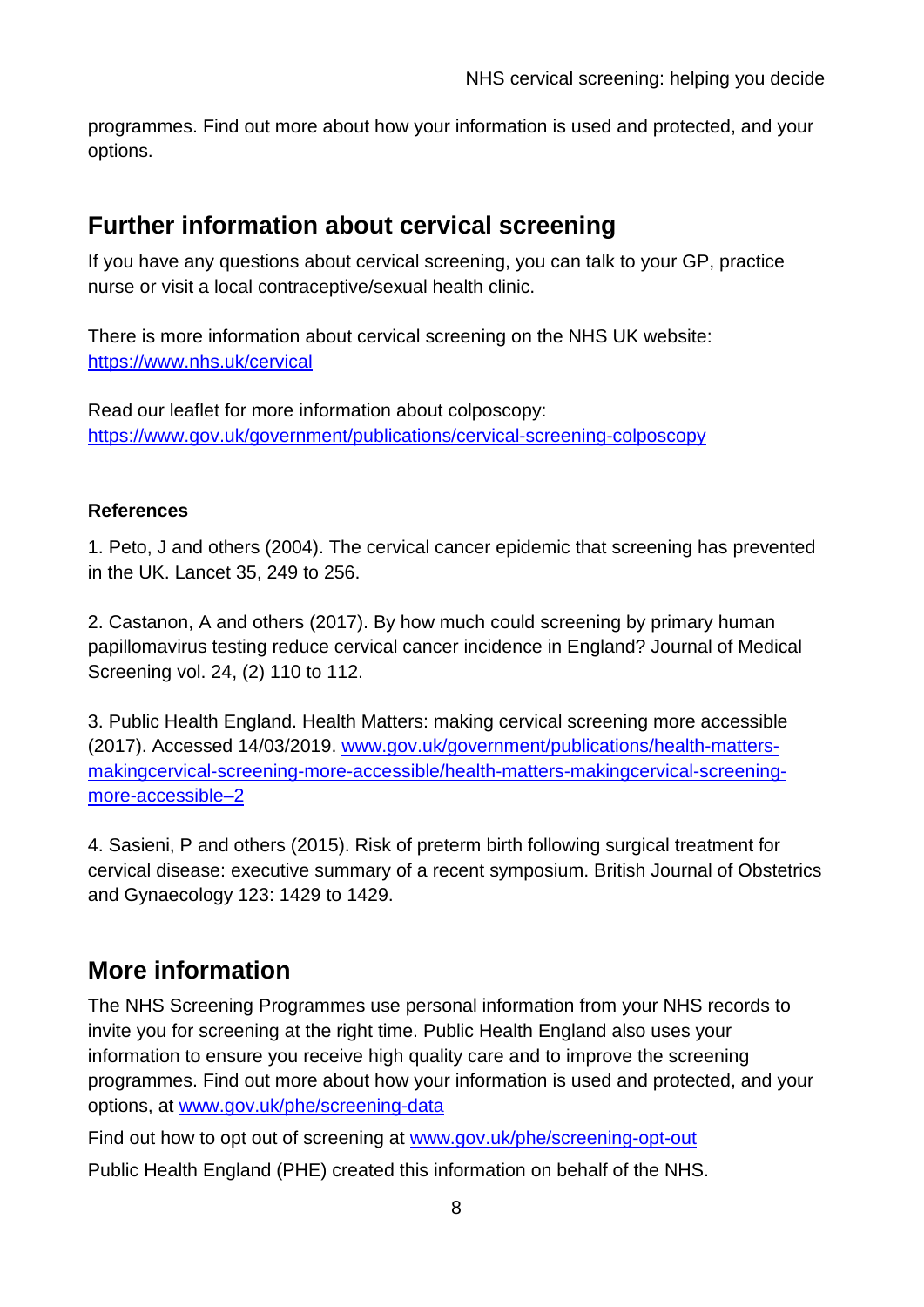programmes. Find out more about how your information is used and protected, and your options.

## Further information about cervical screening

If you have any questions about cervical screening, you can talk to your GP, practice nurse or visit a local contraceptive/sexual health clinic.

There is more information about cervical screening on the NHS UK website: https://www.nhs.uk/cervical

Read our leaflet for more information about colposcopy: https://www.gov.uk/government/publications/cervical-screening-colposcopy

**References**

1. Peto, J and others (2004). The cervical cancer epidemic that screening has prevented in the UK. Lancet 35, 249 to 256.

2. Castanon, A and others (2017). By how much could screening by primary human papillomavirus testing reduce cervical cancer incidence in England? Journal of Medical Screening vol. 24, (2) 110 to 112.

3. Public Health England. Health Matters: making cervical screening more accessible (2017). Accessed 14/03/2019. www.gov.uk/government/publications/health-matters-makingcervical-screening-more-accessible/health-matters-makingcervical-screening-more-accessible–2

4. Sasieni, P and others (2015). Risk of preterm birth following surgical treatment for cervical disease: executive summary of a recent symposium. British Journal of Obstetrics and Gynaecology 123: 1429 to 1429.

## More information

The NHS Screening Programmes use personal information from your NHS records to invite you for screening at the right time. Public Health England also uses your information to ensure you receive high quality care and to improve the screening programmes. Find out more about how your information is used and protected, and your options, at www.gov.uk/phe/screening-data

Find out how to opt out of screening at www.gov.uk/phe/screening-opt-out

Public Health England (PHE) created this information on behalf of the NHS.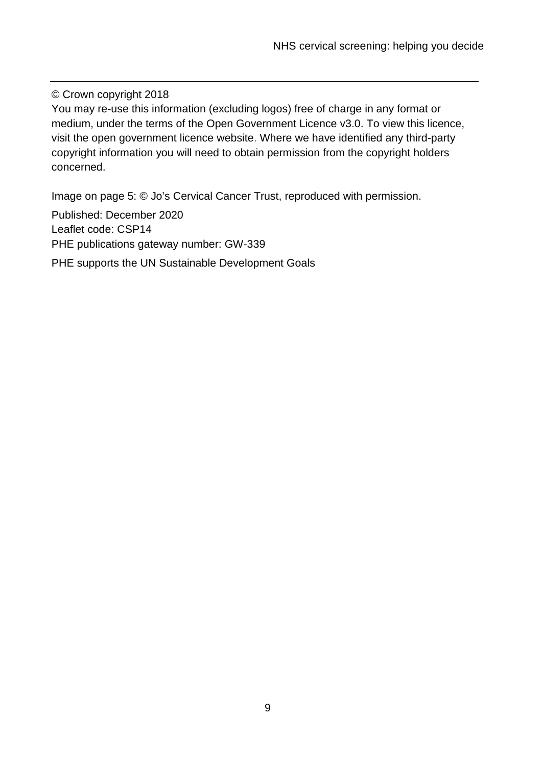© Crown copyright 2018

You may re-use this information (excluding logos) free of charge in any format or medium, under the terms of the Open Government Licence v3.0. To view this licence, visit the open government licence website. Where we have identified any third-party copyright information you will need to obtain permission from the copyright holders concerned.

Image on page 5: © Jo's Cervical Cancer Trust, reproduced with permission.

Published: December 2020
Leaflet code: CSP14
PHE publications gateway number: GW-339

PHE supports the UN Sustainable Development Goals